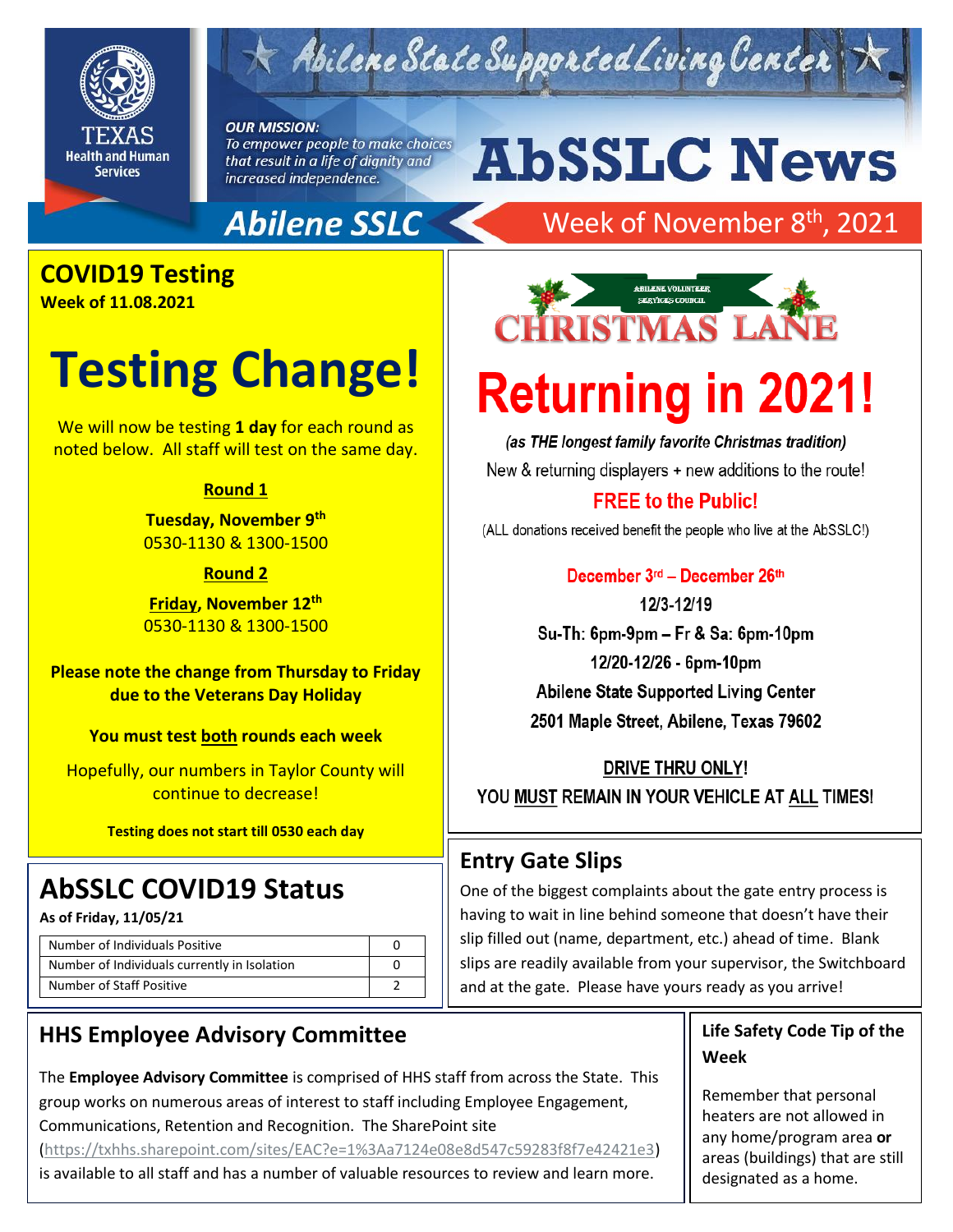# AbSSLC News

Abilene State Supported Living Center

Texas Health and Human Services

**OUR MISSION:**
*To empower people to make choices that result in a life of dignity and increased independence.*

**Abilene SSLC** — Week of November 8th, 2021

## COVID19 Testing

**Week of 11.08.2021**

# Testing Change!

We will now be testing **1 day** for each round as noted below. All staff will test on the same day.

**Round 1**

**Tuesday, November 9th**
0530-1130 & 1300-1500

**Round 2**

**Friday, November 12th**
0530-1130 & 1300-1500

**Please note the change from Thursday to Friday due to the Veterans Day Holiday**

**You must test both rounds each week**

Hopefully, our numbers in Taylor County will continue to decrease!

**Testing does not start till 0530 each day**

## AbSSLC COVID19 Status

**As of Friday, 11/05/21**

| | |
|---|---|
| Number of Individuals Positive | 0 |
| Number of Individuals currently in Isolation | 0 |
| Number of Staff Positive | 2 |

## Abilene Volunteer Services Council Christmas Lane

# Returning in 2021!

*(as THE longest family favorite Christmas tradition)*

New & returning displayers + new additions to the route!

**FREE to the Public!**

(ALL donations received benefit the people who live at the AbSSLC!)

**December 3rd – December 26th**

**12/3-12/19**

**Su-Th: 6pm-9pm – Fr & Sa: 6pm-10pm**

**12/20-12/26 - 6pm-10pm**

**Abilene State Supported Living Center**

**2501 Maple Street, Abilene, Texas 79602**

**DRIVE THRU ONLY!**

**YOU MUST REMAIN IN YOUR VEHICLE AT ALL TIMES!**

## Entry Gate Slips

One of the biggest complaints about the gate entry process is having to wait in line behind someone that doesn't have their slip filled out (name, department, etc.) ahead of time. Blank slips are readily available from your supervisor, the Switchboard and at the gate. Please have yours ready as you arrive!

## HHS Employee Advisory Committee

The **Employee Advisory Committee** is comprised of HHS staff from across the State. This group works on numerous areas of interest to staff including Employee Engagement, Communications, Retention and Recognition. The SharePoint site (https://txhhs.sharepoint.com/sites/EAC?e=1%3Aa7124e08e8d547c59283f8f7e42421e3) is available to all staff and has a number of valuable resources to review and learn more.

## Life Safety Code Tip of the Week

Remember that personal heaters are not allowed in any home/program area **or** areas (buildings) that are still designated as a home.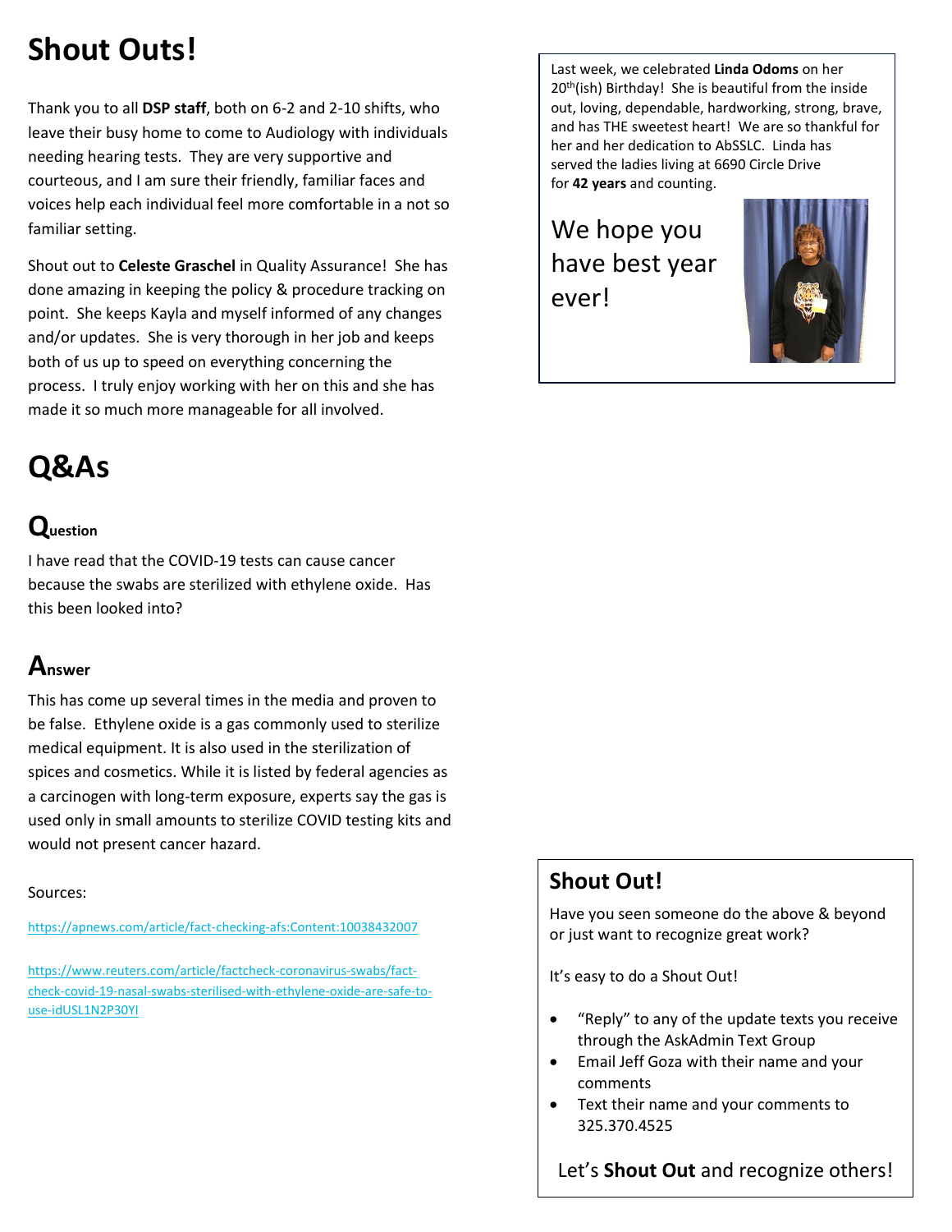# Shout Outs!

Thank you to all **DSP staff**, both on 6-2 and 2-10 shifts, who leave their busy home to come to Audiology with individuals needing hearing tests. They are very supportive and courteous, and I am sure their friendly, familiar faces and voices help each individual feel more comfortable in a not so familiar setting.

Shout out to **Celeste Graschel** in Quality Assurance! She has done amazing in keeping the policy & procedure tracking on point. She keeps Kayla and myself informed of any changes and/or updates. She is very thorough in her job and keeps both of us up to speed on everything concerning the process. I truly enjoy working with her on this and she has made it so much more manageable for all involved.

Last week, we celebrated **Linda Odoms** on her 20th(ish) Birthday! She is beautiful from the inside out, loving, dependable, hardworking, strong, brave, and has THE sweetest heart! We are so thankful for her and her dedication to AbSSLC. Linda has served the ladies living at 6690 Circle Drive for **42 years** and counting.

We hope you have best year ever!

# Q&As

## Question

I have read that the COVID-19 tests can cause cancer because the swabs are sterilized with ethylene oxide. Has this been looked into?

## Answer

This has come up several times in the media and proven to be false. Ethylene oxide is a gas commonly used to sterilize medical equipment. It is also used in the sterilization of spices and cosmetics. While it is listed by federal agencies as a carcinogen with long-term exposure, experts say the gas is used only in small amounts to sterilize COVID testing kits and would not present cancer hazard.

Sources:

https://apnews.com/article/fact-checking-afs:Content:10038432007

https://www.reuters.com/article/factcheck-coronavirus-swabs/fact-check-covid-19-nasal-swabs-sterilised-with-ethylene-oxide-are-safe-to-use-idUSL1N2P30YI

## Shout Out!

Have you seen someone do the above & beyond or just want to recognize great work?

It's easy to do a Shout Out!

- "Reply" to any of the update texts you receive through the AskAdmin Text Group
- Email Jeff Goza with their name and your comments
- Text their name and your comments to 325.370.4525

Let's **Shout Out** and recognize others!